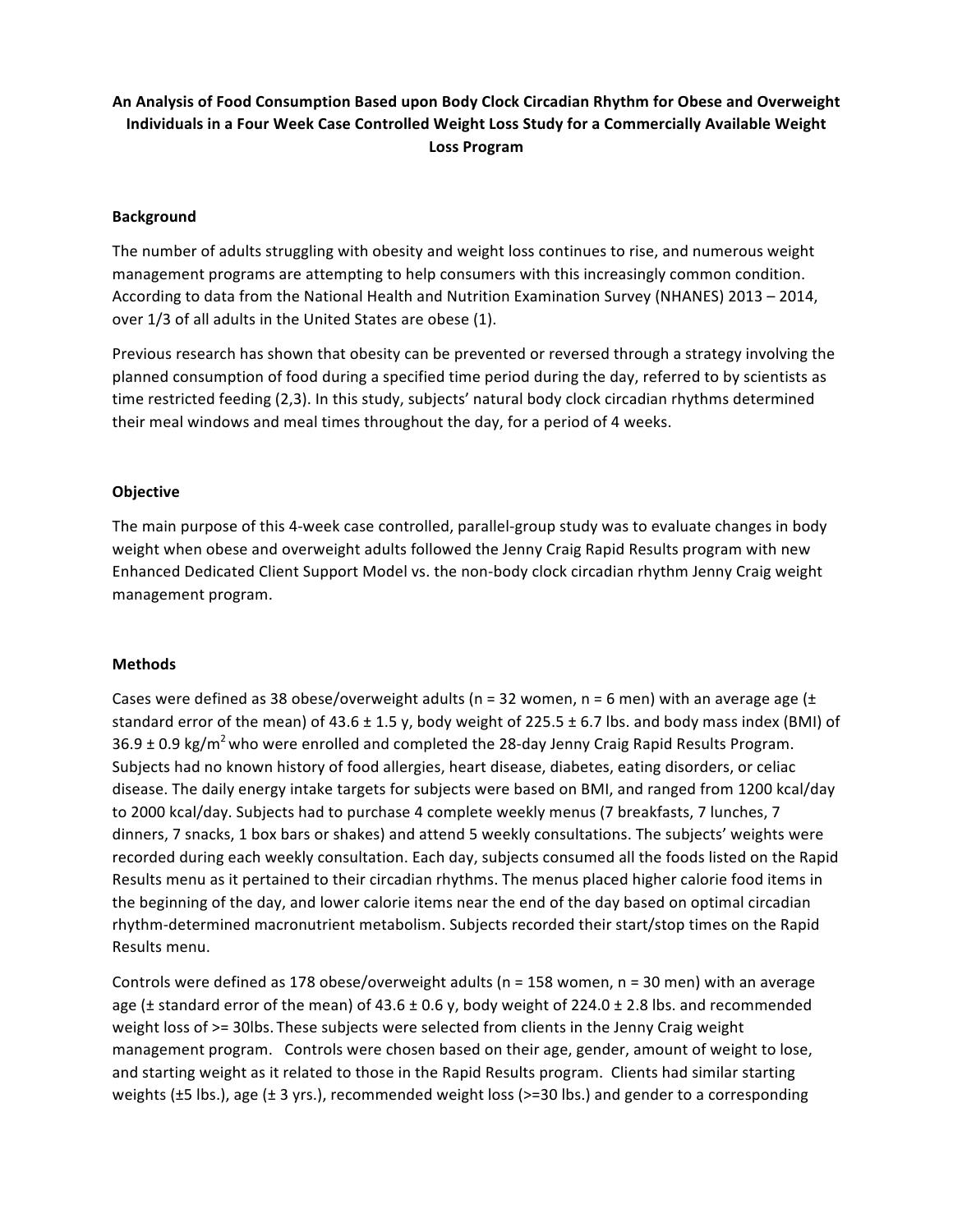# An Analysis of Food Consumption Based upon Body Clock Circadian Rhythm for Obese and Overweight Individuals in a Four Week Case Controlled Weight Loss Study for a Commercially Available Weight Loss Program

## Background

The number of adults struggling with obesity and weight loss continues to rise, and numerous weight management programs are attempting to help consumers with this increasingly common condition. According to data from the National Health and Nutrition Examination Survey (NHANES) 2013 – 2014, over 1/3 of all adults in the United States are obese (1).

Previous research has shown that obesity can be prevented or reversed through a strategy involving the planned consumption of food during a specified time period during the day, referred to by scientists as time restricted feeding (2,3). In this study, subjects' natural body clock circadian rhythms determined their meal windows and meal times throughout the day, for a period of 4 weeks.

## Objective

The main purpose of this 4-week case controlled, parallel-group study was to evaluate changes in body weight when obese and overweight adults followed the Jenny Craig Rapid Results program with new Enhanced Dedicated Client Support Model vs. the non-body clock circadian rhythm Jenny Craig weight management program.

## Methods

Cases were defined as 38 obese/overweight adults (n = 32 women, n = 6 men) with an average age (± standard error of the mean) of 43.6 ± 1.5 y, body weight of 225.5 ± 6.7 lbs. and body mass index (BMI) of 36.9 ± 0.9 kg/m$^2$ who were enrolled and completed the 28-day Jenny Craig Rapid Results Program. Subjects had no known history of food allergies, heart disease, diabetes, eating disorders, or celiac disease. The daily energy intake targets for subjects were based on BMI, and ranged from 1200 kcal/day to 2000 kcal/day. Subjects had to purchase 4 complete weekly menus (7 breakfasts, 7 lunches, 7 dinners, 7 snacks, 1 box bars or shakes) and attend 5 weekly consultations. The subjects' weights were recorded during each weekly consultation. Each day, subjects consumed all the foods listed on the Rapid Results menu as it pertained to their circadian rhythms. The menus placed higher calorie food items in the beginning of the day, and lower calorie items near the end of the day based on optimal circadian rhythm-determined macronutrient metabolism. Subjects recorded their start/stop times on the Rapid Results menu.

Controls were defined as 178 obese/overweight adults (n = 158 women, n = 30 men) with an average age (± standard error of the mean) of 43.6 ± 0.6 y, body weight of 224.0 ± 2.8 lbs. and recommended weight loss of >= 30lbs. These subjects were selected from clients in the Jenny Craig weight management program. Controls were chosen based on their age, gender, amount of weight to lose, and starting weight as it related to those in the Rapid Results program. Clients had similar starting weights (±5 lbs.), age (± 3 yrs.), recommended weight loss (>=30 lbs.) and gender to a corresponding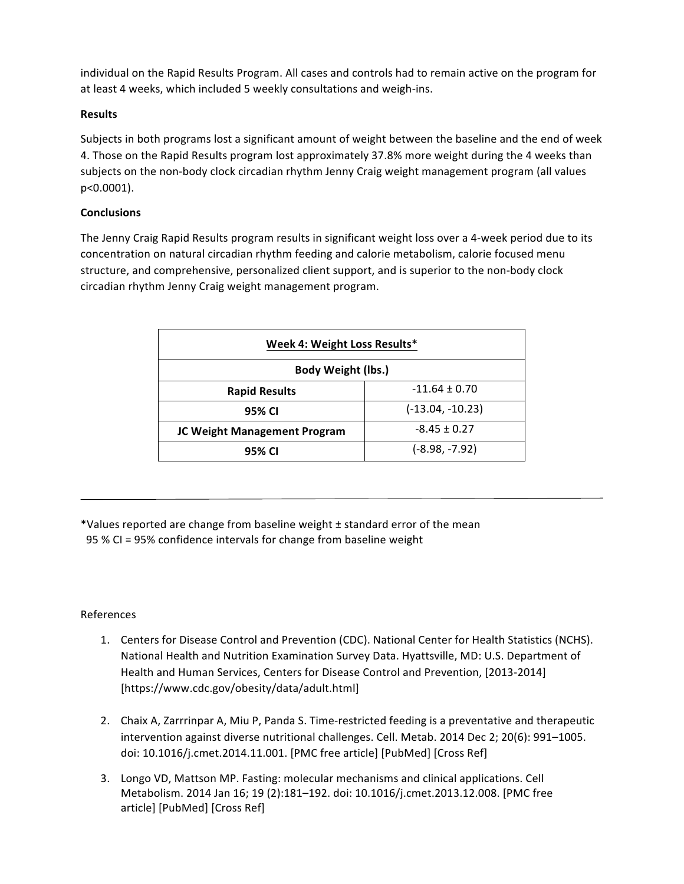individual on the Rapid Results Program. All cases and controls had to remain active on the program for at least 4 weeks, which included 5 weekly consultations and weigh-ins.

**Results**

Subjects in both programs lost a significant amount of weight between the baseline and the end of week 4. Those on the Rapid Results program lost approximately 37.8% more weight during the 4 weeks than subjects on the non-body clock circadian rhythm Jenny Craig weight management program (all values $p<0.0001$).

**Conclusions**

The Jenny Craig Rapid Results program results in significant weight loss over a 4-week period due to its concentration on natural circadian rhythm feeding and calorie metabolism, calorie focused menu structure, and comprehensive, personalized client support, and is superior to the non-body clock circadian rhythm Jenny Craig weight management program.

| **Week 4: Weight Loss Results*** | |
|---|---|
| **Body Weight (lbs.)** | |
| **Rapid Results** | -11.64 ± 0.70 |
| **95% CI** | (-13.04, -10.23) |
| **JC Weight Management Program** | -8.45 ± 0.27 |
| **95% CI** | (-8.98, -7.92) |

*Values reported are change from baseline weight ± standard error of the mean
95 % CI = 95% confidence intervals for change from baseline weight

References

1. Centers for Disease Control and Prevention (CDC). National Center for Health Statistics (NCHS). National Health and Nutrition Examination Survey Data. Hyattsville, MD: U.S. Department of Health and Human Services, Centers for Disease Control and Prevention, [2013-2014] [https://www.cdc.gov/obesity/data/adult.html]

2. Chaix A, Zarrrinpar A, Miu P, Panda S. Time-restricted feeding is a preventative and therapeutic intervention against diverse nutritional challenges. Cell. Metab. 2014 Dec 2; 20(6): 991–1005. doi: 10.1016/j.cmet.2014.11.001. [PMC free article] [PubMed] [Cross Ref]

3. Longo VD, Mattson MP. Fasting: molecular mechanisms and clinical applications. Cell Metabolism. 2014 Jan 16; 19 (2):181–192. doi: 10.1016/j.cmet.2013.12.008. [PMC free article] [PubMed] [Cross Ref]